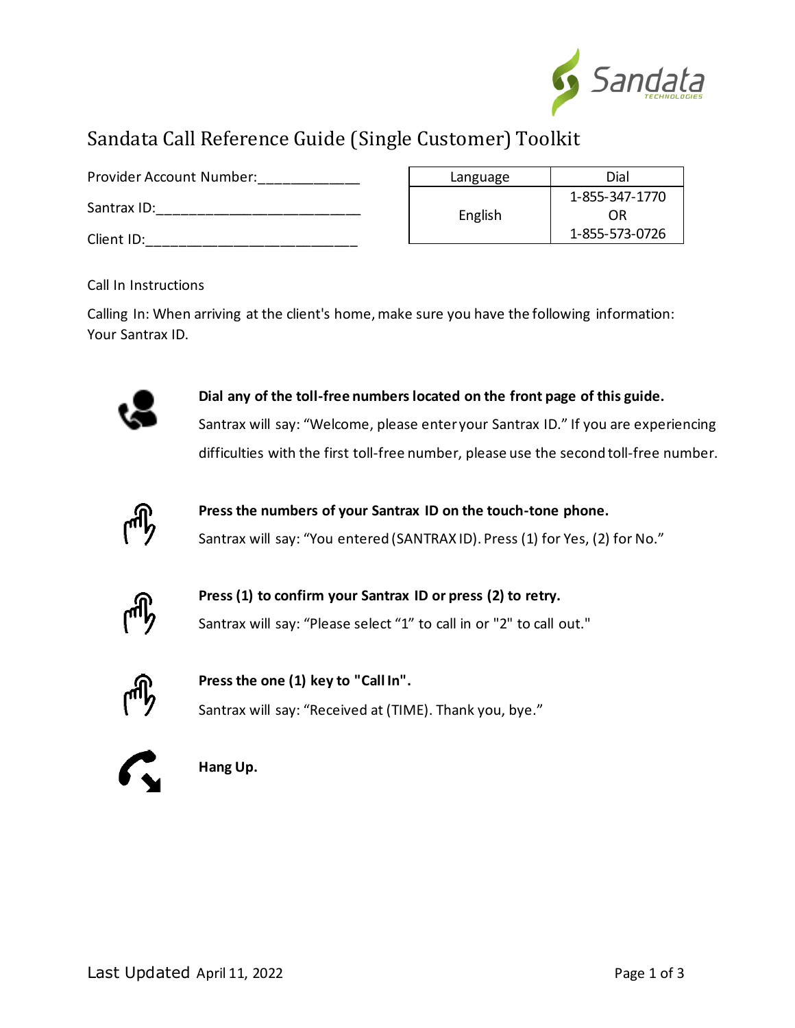# Sandata Call Reference Guide (Single Customer) Toolkit

Provider Account Number:____________

Santrax ID:________________________

Client ID:_________________________

| Language | Dial |
|---|---|
| English | 1-855-347-1770<br>OR<br>1-855-573-0726 |

Call In Instructions

Calling In: When arriving at the client's home, make sure you have the following information: Your Santrax ID.

**Dial any of the toll-free numbers located on the front page of this guide.**
Santrax will say: "Welcome, please enter your Santrax ID." If you are experiencing difficulties with the first toll-free number, please use the second toll-free number.

**Press the numbers of your Santrax ID on the touch-tone phone.**
Santrax will say: "You entered (SANTRAX ID). Press (1) for Yes, (2) for No."

**Press (1) to confirm your Santrax ID or press (2) to retry.**
Santrax will say: "Please select "1" to call in or "2" to call out."

**Press the one (1) key to "Call In".**
Santrax will say: "Received at (TIME). Thank you, bye."

**Hang Up.**

Last Updated April 11, 2022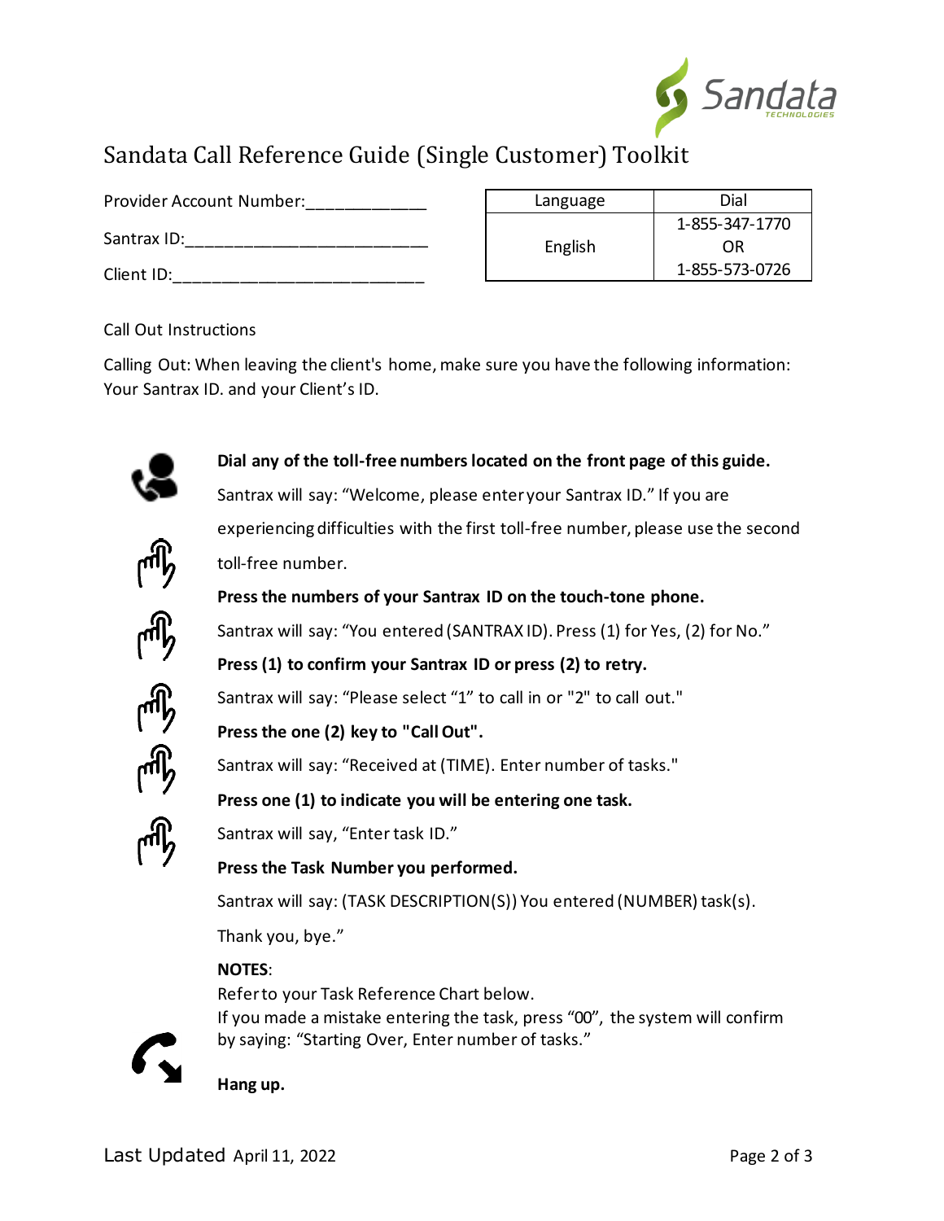# Sandata Call Reference Guide (Single Customer) Toolkit

Provider Account Number:____________

Santrax ID:________________________

Client ID:_________________________

| Language | Dial |
|---|---|
| English | 1-855-347-1770<br>OR<br>1-855-573-0726 |

Call Out Instructions

Calling Out: When leaving the client's home, make sure you have the following information: Your Santrax ID. and your Client's ID.

**Dial any of the toll-free numbers located on the front page of this guide.**

Santrax will say: "Welcome, please enter your Santrax ID." If you are experiencing difficulties with the first toll-free number, please use the second toll-free number.

**Press the numbers of your Santrax ID on the touch-tone phone.**

Santrax will say: "You entered (SANTRAX ID). Press (1) for Yes, (2) for No."

**Press (1) to confirm your Santrax ID or press (2) to retry.**

Santrax will say: "Please select "1" to call in or "2" to call out."

**Press the one (2) key to "Call Out".**

Santrax will say: "Received at (TIME). Enter number of tasks."

**Press one (1) to indicate you will be entering one task.**

Santrax will say, "Enter task ID."

**Press the Task Number you performed.**

Santrax will say: (TASK DESCRIPTION(S)) You entered (NUMBER) task(s). Thank you, bye."

**NOTES**:
Refer to your Task Reference Chart below.
If you made a mistake entering the task, press "00", the system will confirm by saying: "Starting Over, Enter number of tasks."

**Hang up.**

Last Updated April 11, 2022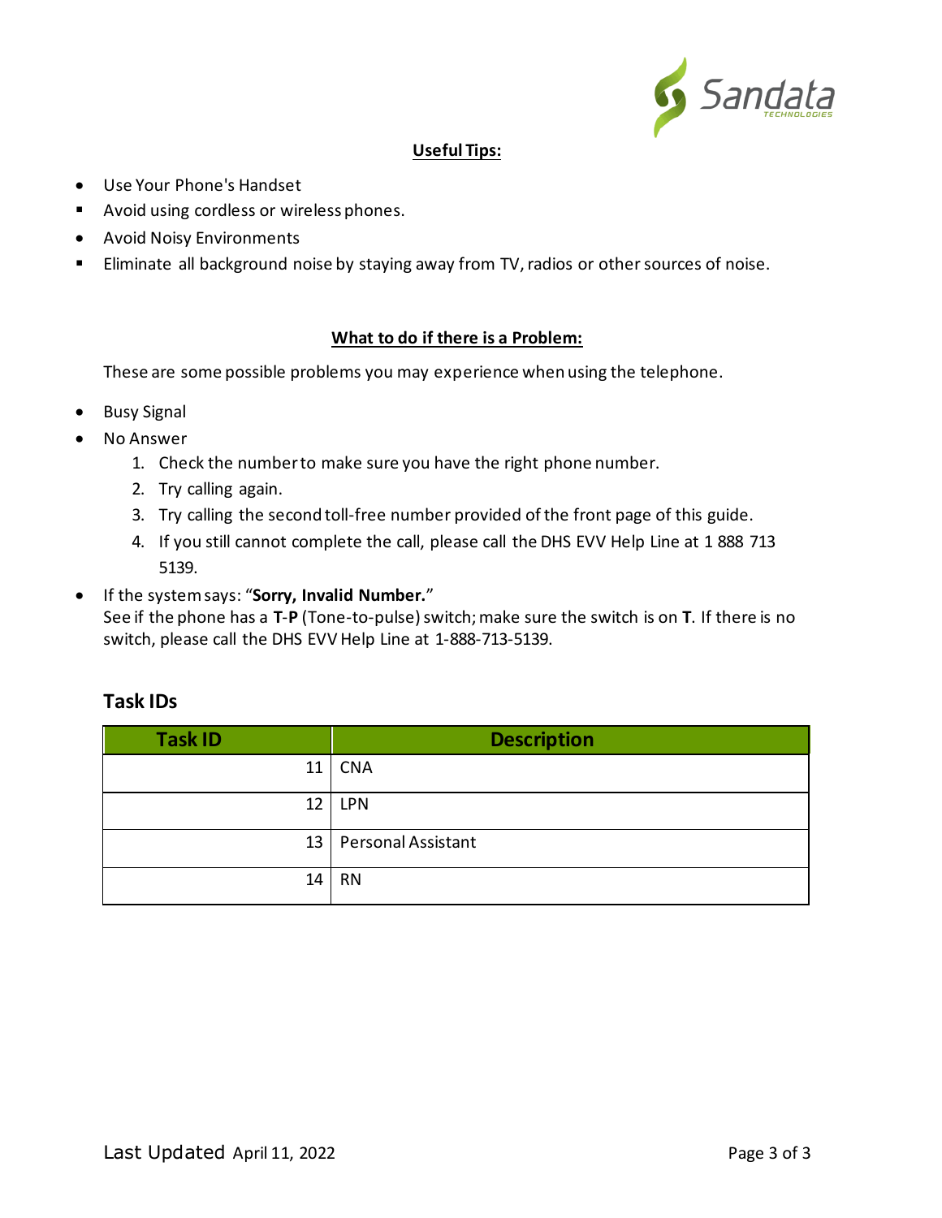## Useful Tips:

- Use Your Phone's Handset
  - Avoid using cordless or wireless phones.
- Avoid Noisy Environments
  - Eliminate all background noise by staying away from TV, radios or other sources of noise.

## What to do if there is a Problem:

These are some possible problems you may experience when using the telephone.

- Busy Signal
- No Answer
  1. Check the number to make sure you have the right phone number.
  2. Try calling again.
  3. Try calling the second toll-free number provided of the front page of this guide.
  4. If you still cannot complete the call, please call the DHS EVV Help Line at 1 888 713 5139.
- If the system says: "**Sorry, Invalid Number.**"
  See if the phone has a **T-P** (Tone-to-pulse) switch; make sure the switch is on **T**. If there is no switch, please call the DHS EVV Help Line at 1-888-713-5139.

## Task IDs

| Task ID | Description |
|---|---|
| 11 | CNA |
| 12 | LPN |
| 13 | Personal Assistant |
| 14 | RN |

Last Updated April 11, 2022